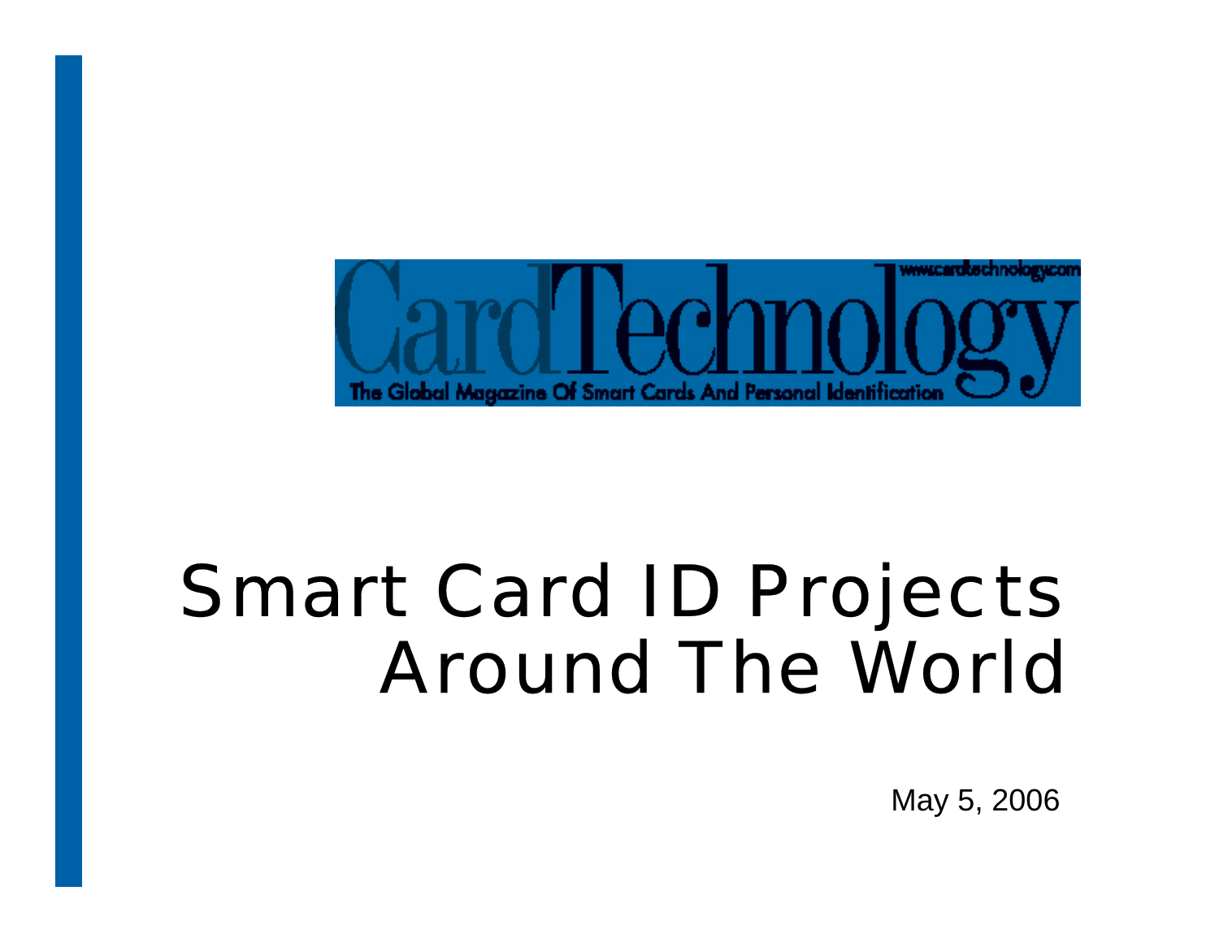CardTechnology

www.cardtechnology.com

The Global Magazine Of Smart Cards And Personal Identification

# Smart Card ID Projects Around The World

May 5, 2006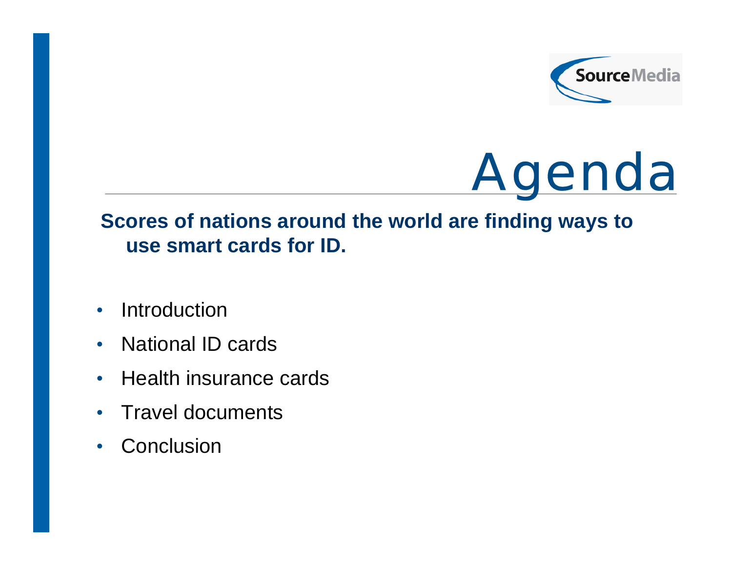# Agenda

**Scores of nations around the world are finding ways to use smart cards for ID.**

- Introduction
- National ID cards
- Health insurance cards
- Travel documents
- Conclusion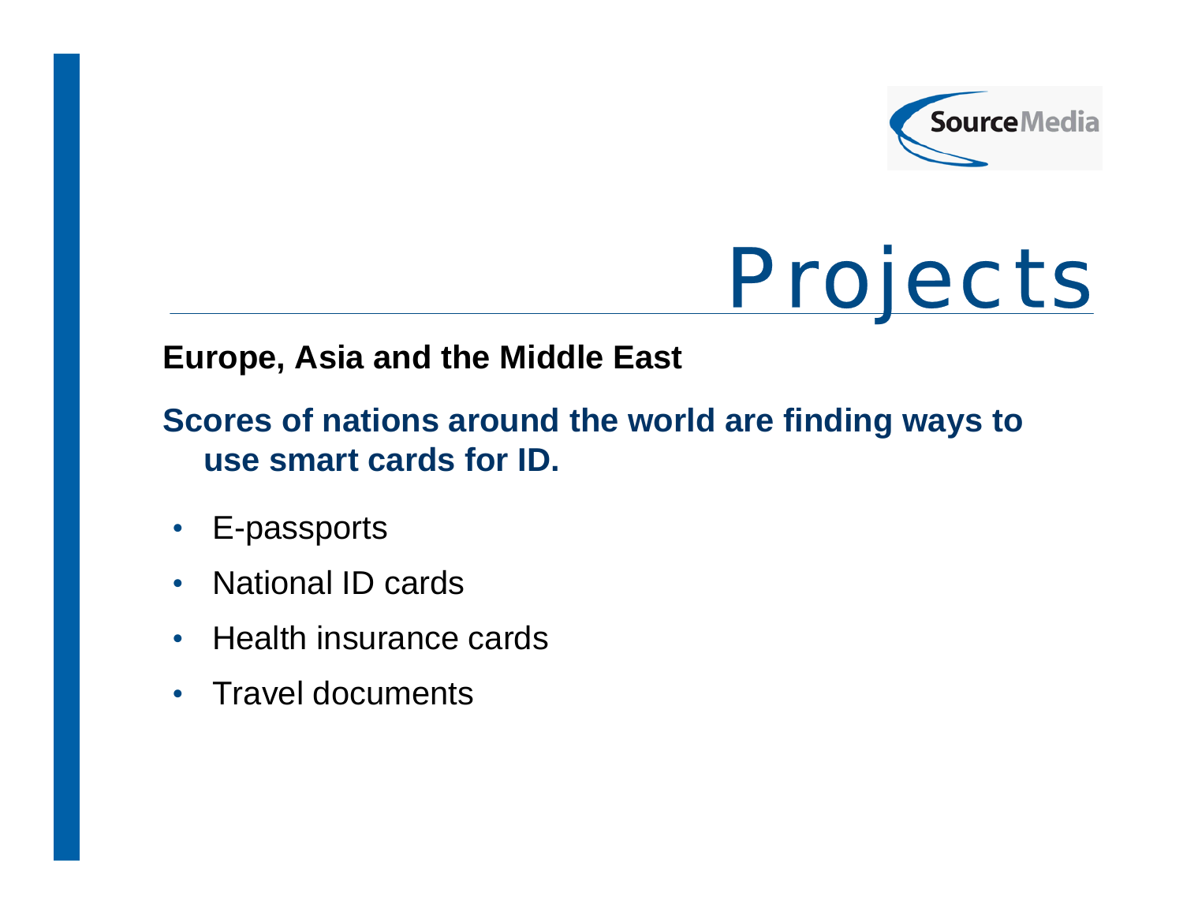# Projects

**Europe, Asia and the Middle East**

**Scores of nations around the world are finding ways to use smart cards for ID.**

- E-passports
- National ID cards
- Health insurance cards
- Travel documents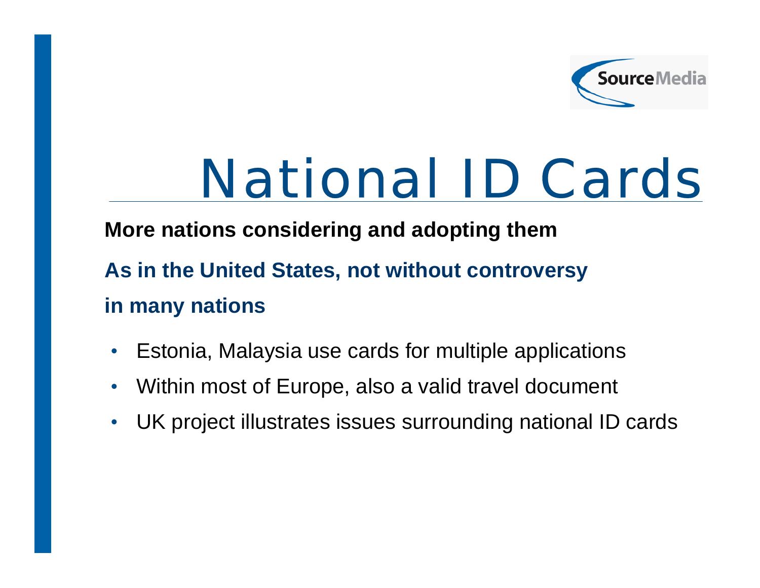# National ID Cards

**More nations considering and adopting them**

**As in the United States, not without controversy in many nations**

- Estonia, Malaysia use cards for multiple applications
- Within most of Europe, also a valid travel document
- UK project illustrates issues surrounding national ID cards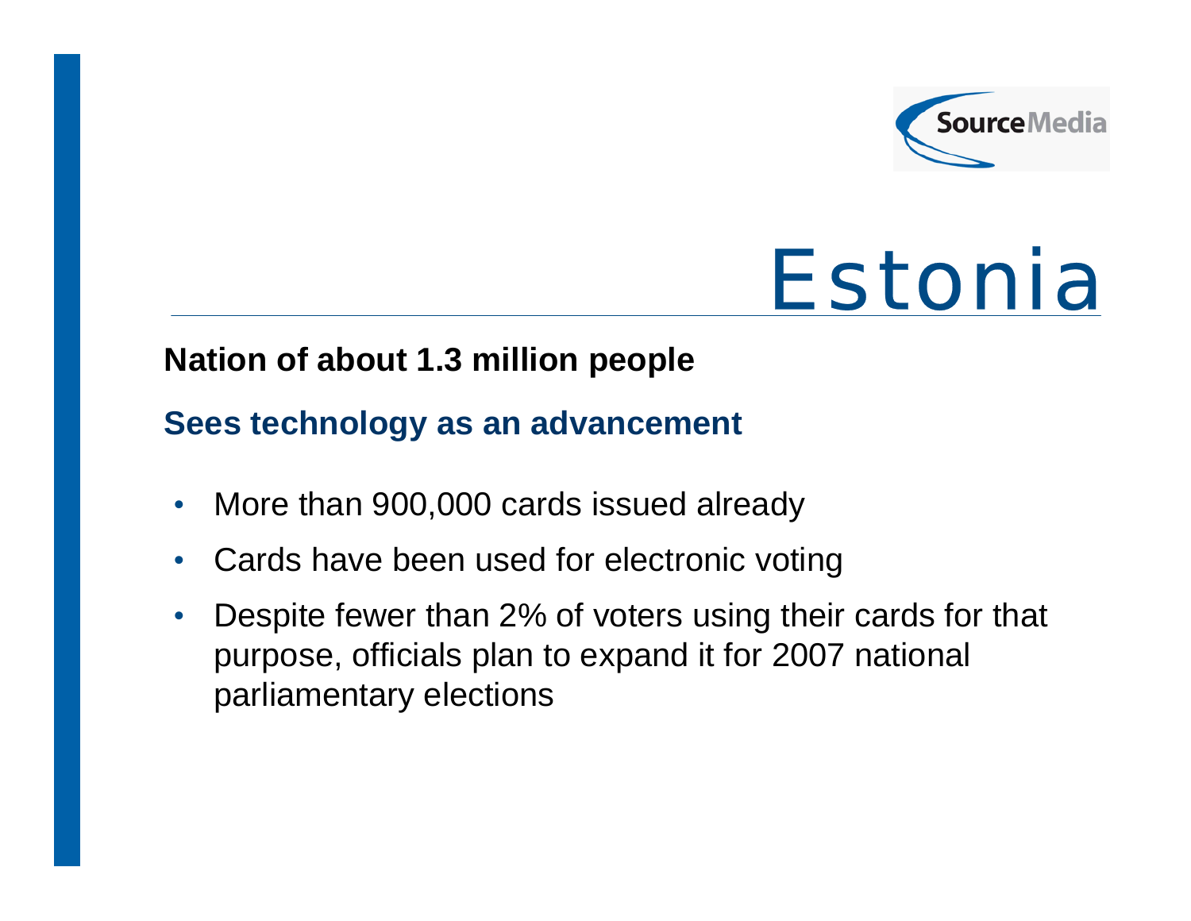# Estonia

**Nation of about 1.3 million people**

**Sees technology as an advancement**

- More than 900,000 cards issued already
- Cards have been used for electronic voting
- Despite fewer than 2% of voters using their cards for that purpose, officials plan to expand it for 2007 national parliamentary elections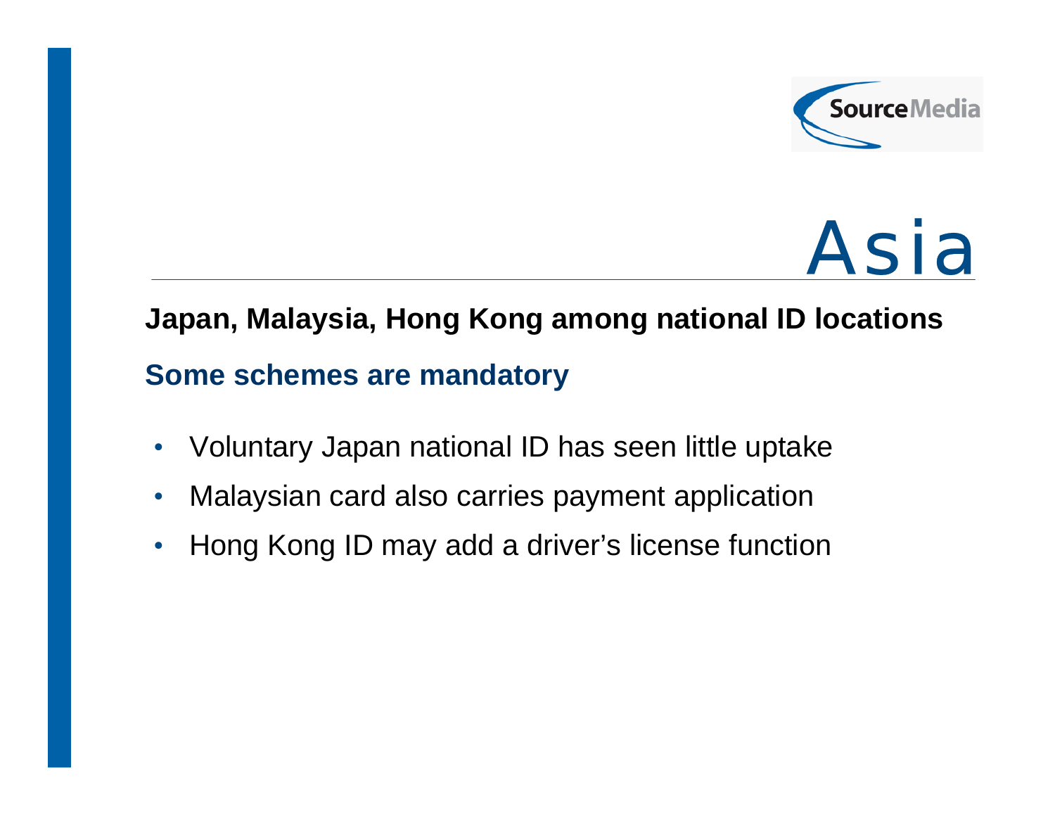# Asia

**Japan, Malaysia, Hong Kong among national ID locations**

## Some schemes are mandatory

- Voluntary Japan national ID has seen little uptake
- Malaysian card also carries payment application
- Hong Kong ID may add a driver's license function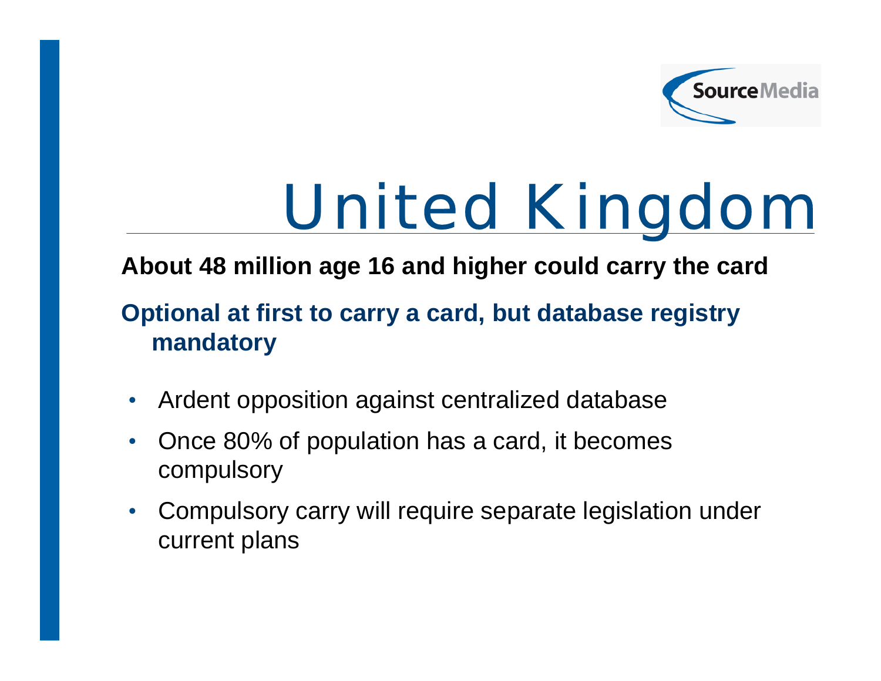# United Kingdom

**About 48 million age 16 and higher could carry the card**

**Optional at first to carry a card, but database registry mandatory**

- Ardent opposition against centralized database
- Once 80% of population has a card, it becomes compulsory
- Compulsory carry will require separate legislation under current plans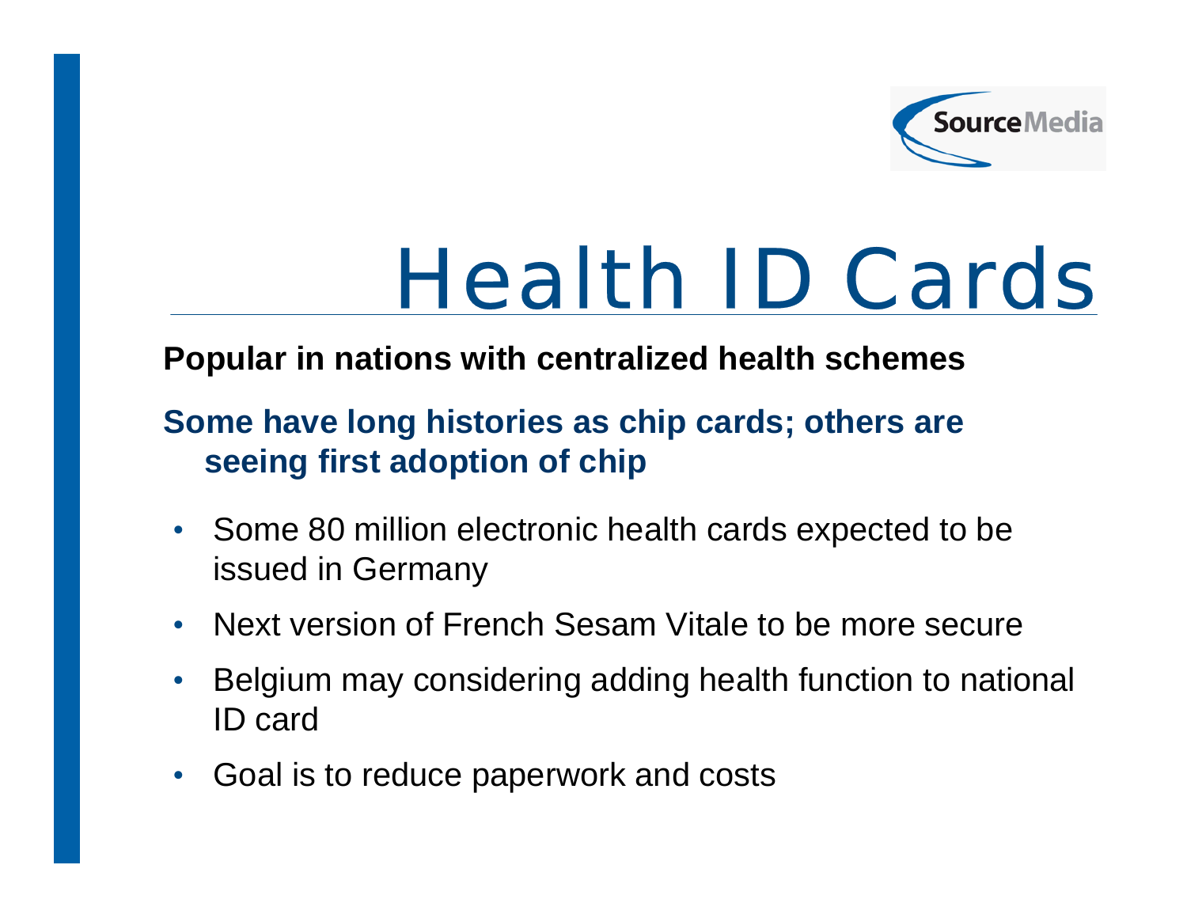# Health ID Cards

**Popular in nations with centralized health schemes**

**Some have long histories as chip cards; others are seeing first adoption of chip**

- Some 80 million electronic health cards expected to be issued in Germany
- Next version of French Sesam Vitale to be more secure
- Belgium may considering adding health function to national ID card
- Goal is to reduce paperwork and costs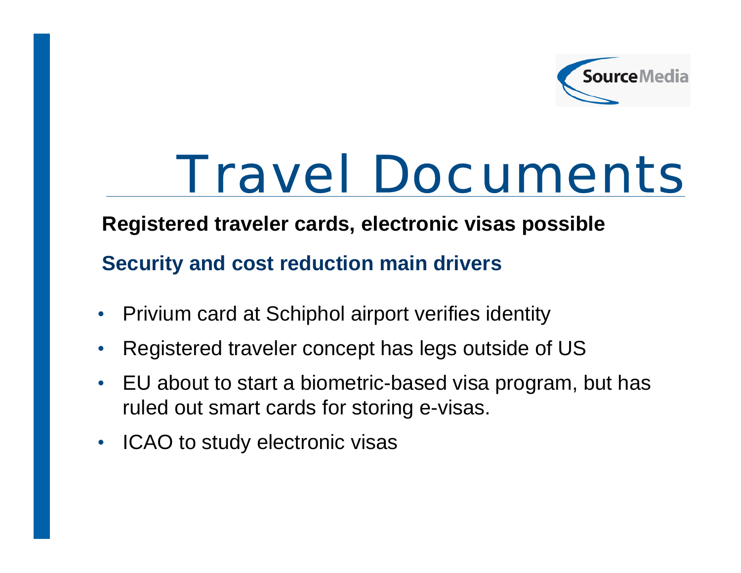# Travel Documents

**Registered traveler cards, electronic visas possible**

**Security and cost reduction main drivers**

- Privium card at Schiphol airport verifies identity
- Registered traveler concept has legs outside of US
- EU about to start a biometric-based visa program, but has ruled out smart cards for storing e-visas.
- ICAO to study electronic visas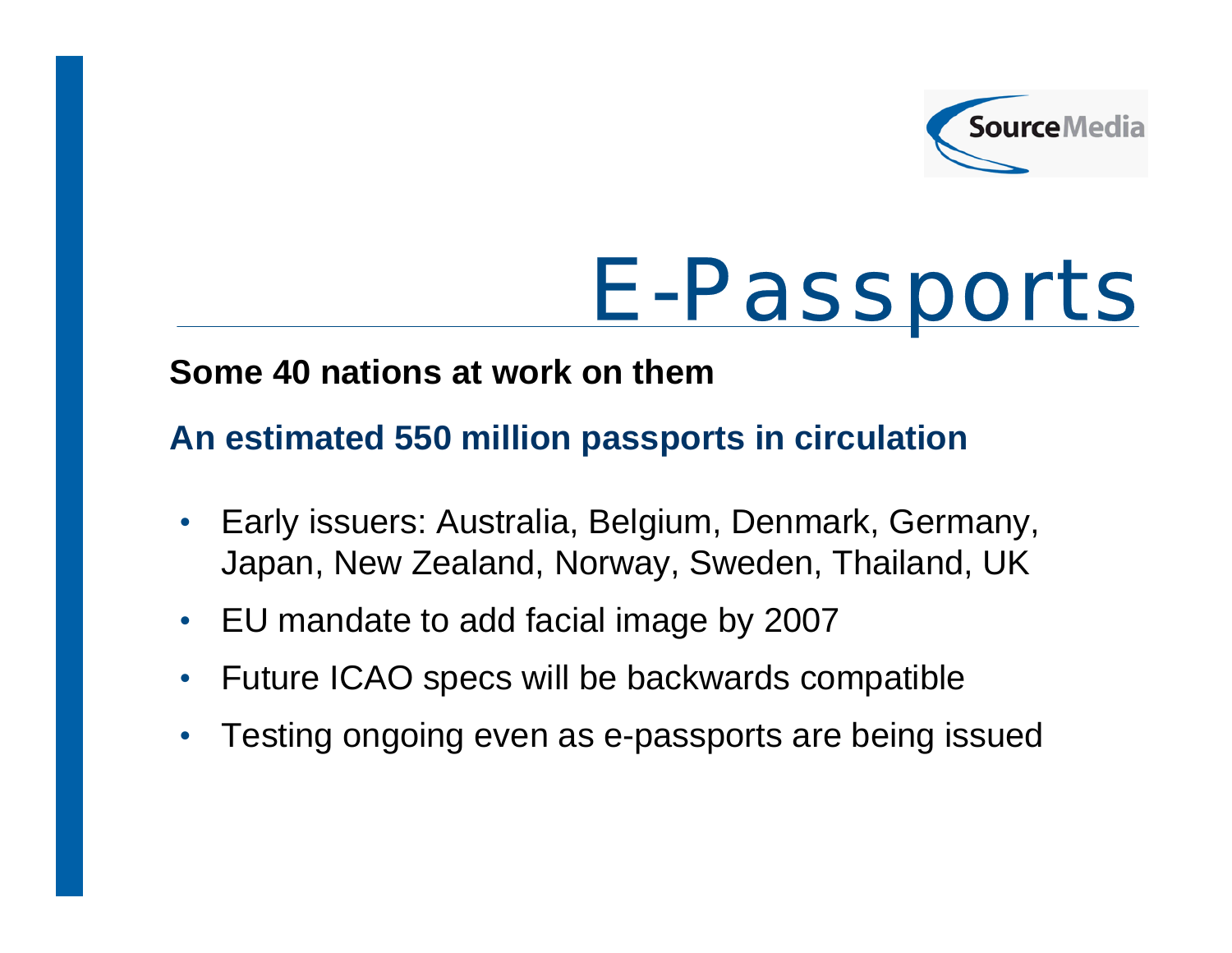# E-Passports

**Some 40 nations at work on them**

**An estimated 550 million passports in circulation**

- Early issuers: Australia, Belgium, Denmark, Germany, Japan, New Zealand, Norway, Sweden, Thailand, UK
- EU mandate to add facial image by 2007
- Future ICAO specs will be backwards compatible
- Testing ongoing even as e-passports are being issued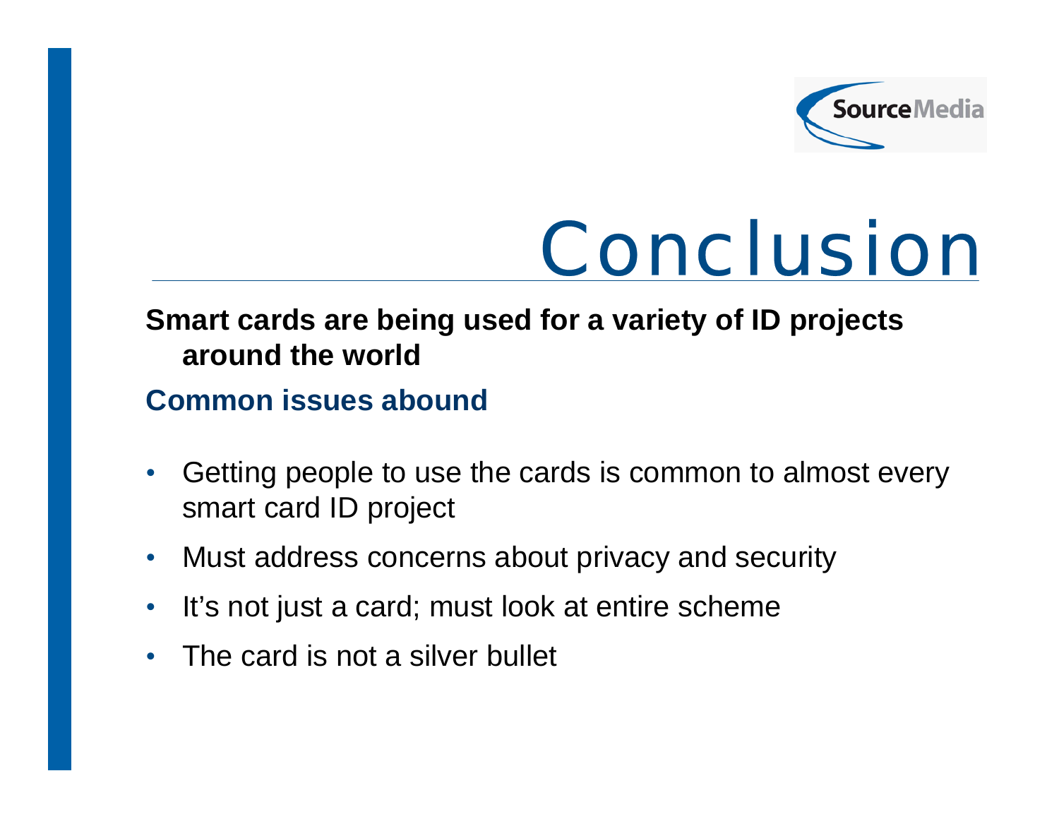# Conclusion

**Smart cards are being used for a variety of ID projects around the world**

**Common issues abound**

- Getting people to use the cards is common to almost every smart card ID project
- Must address concerns about privacy and security
- It's not just a card; must look at entire scheme
- The card is not a silver bullet